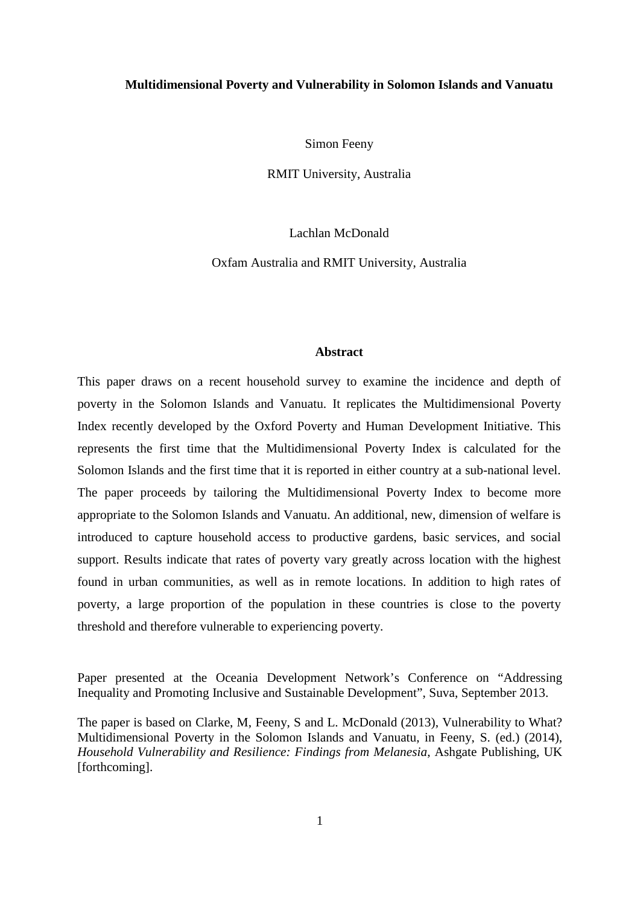# Multidimensional Poverty and Vulnerability in Solomon Islands and Vanuatu

Simon Feeny

RMIT University, Australia

Lachlan McDonald

Oxfam Australia and RMIT University, Australia

## Abstract

This paper draws on a recent household survey to examine the incidence and depth of poverty in the Solomon Islands and Vanuatu. It replicates the Multidimensional Poverty Index recently developed by the Oxford Poverty and Human Development Initiative. This represents the first time that the Multidimensional Poverty Index is calculated for the Solomon Islands and the first time that it is reported in either country at a sub-national level. The paper proceeds by tailoring the Multidimensional Poverty Index to become more appropriate to the Solomon Islands and Vanuatu. An additional, new, dimension of welfare is introduced to capture household access to productive gardens, basic services, and social support. Results indicate that rates of poverty vary greatly across location with the highest found in urban communities, as well as in remote locations. In addition to high rates of poverty, a large proportion of the population in these countries is close to the poverty threshold and therefore vulnerable to experiencing poverty.

Paper presented at the Oceania Development Network's Conference on "Addressing Inequality and Promoting Inclusive and Sustainable Development", Suva, September 2013.

The paper is based on Clarke, M, Feeny, S and L. McDonald (2013), Vulnerability to What? Multidimensional Poverty in the Solomon Islands and Vanuatu, in Feeny, S. (ed.) (2014), *Household Vulnerability and Resilience: Findings from Melanesia*, Ashgate Publishing, UK [forthcoming].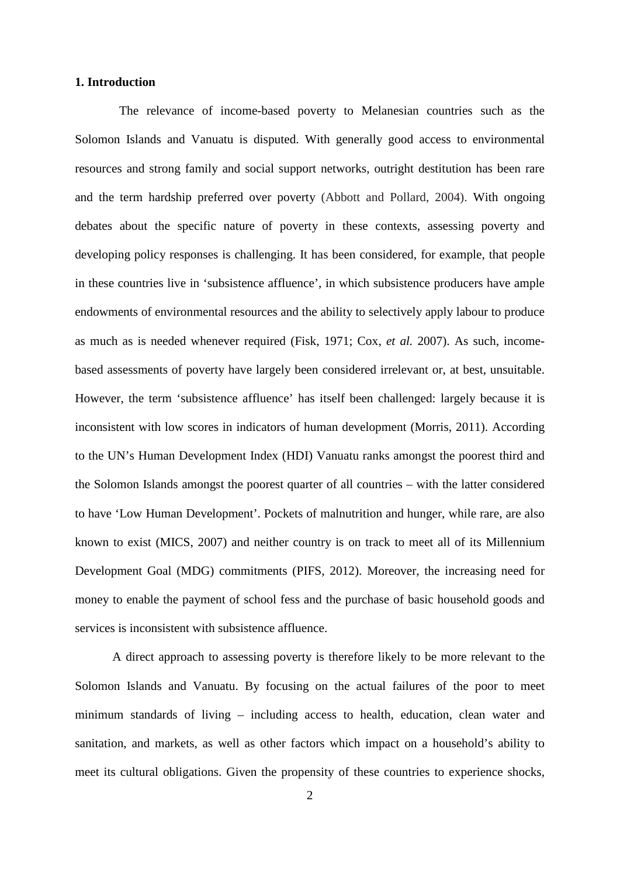**1. Introduction**

The relevance of income-based poverty to Melanesian countries such as the Solomon Islands and Vanuatu is disputed. With generally good access to environmental resources and strong family and social support networks, outright destitution has been rare and the term hardship preferred over poverty (Abbott and Pollard, 2004). With ongoing debates about the specific nature of poverty in these contexts, assessing poverty and developing policy responses is challenging. It has been considered, for example, that people in these countries live in 'subsistence affluence', in which subsistence producers have ample endowments of environmental resources and the ability to selectively apply labour to produce as much as is needed whenever required (Fisk, 1971; Cox, *et al.* 2007). As such, income-based assessments of poverty have largely been considered irrelevant or, at best, unsuitable. However, the term 'subsistence affluence' has itself been challenged: largely because it is inconsistent with low scores in indicators of human development (Morris, 2011). According to the UN's Human Development Index (HDI) Vanuatu ranks amongst the poorest third and the Solomon Islands amongst the poorest quarter of all countries – with the latter considered to have 'Low Human Development'. Pockets of malnutrition and hunger, while rare, are also known to exist (MICS, 2007) and neither country is on track to meet all of its Millennium Development Goal (MDG) commitments (PIFS, 2012). Moreover, the increasing need for money to enable the payment of school fess and the purchase of basic household goods and services is inconsistent with subsistence affluence.

A direct approach to assessing poverty is therefore likely to be more relevant to the Solomon Islands and Vanuatu. By focusing on the actual failures of the poor to meet minimum standards of living – including access to health, education, clean water and sanitation, and markets, as well as other factors which impact on a household's ability to meet its cultural obligations. Given the propensity of these countries to experience shocks,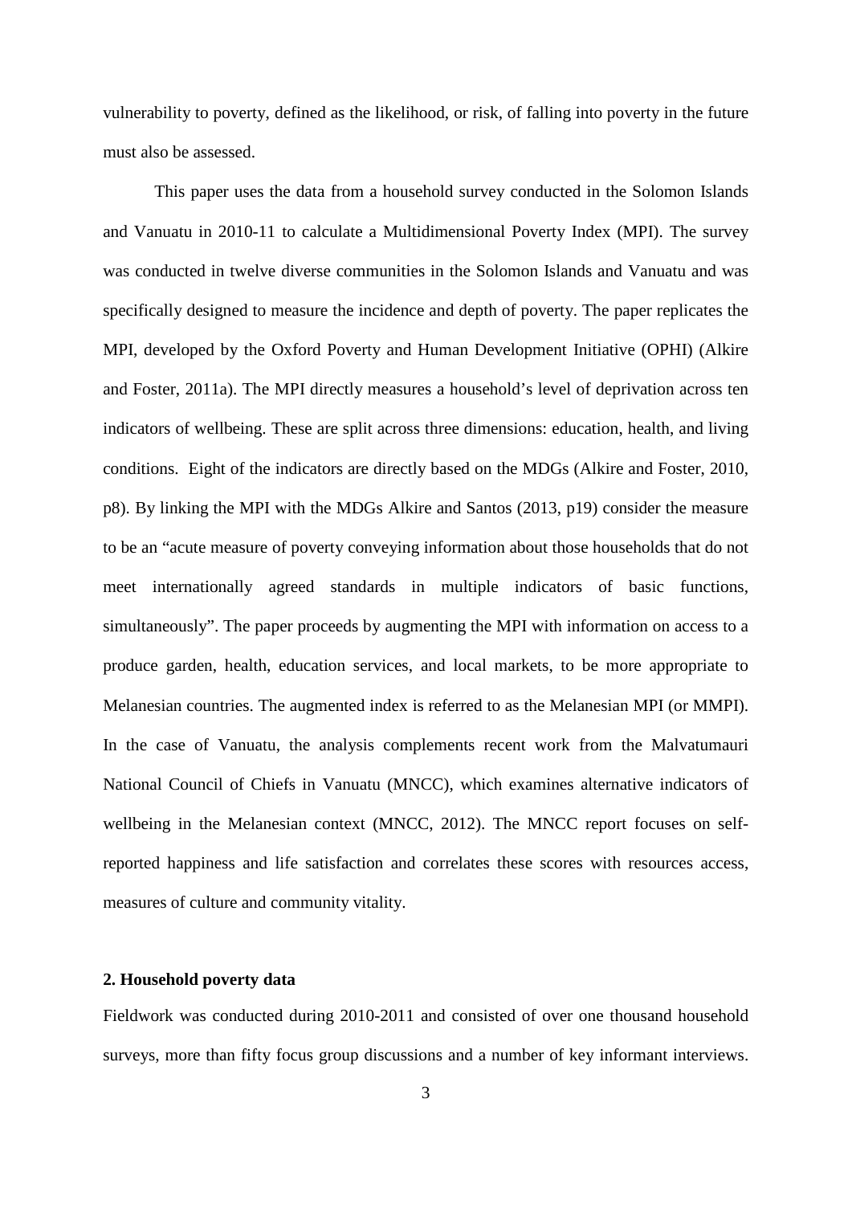vulnerability to poverty, defined as the likelihood, or risk, of falling into poverty in the future must also be assessed.

This paper uses the data from a household survey conducted in the Solomon Islands and Vanuatu in 2010-11 to calculate a Multidimensional Poverty Index (MPI). The survey was conducted in twelve diverse communities in the Solomon Islands and Vanuatu and was specifically designed to measure the incidence and depth of poverty. The paper replicates the MPI, developed by the Oxford Poverty and Human Development Initiative (OPHI) (Alkire and Foster, 2011a). The MPI directly measures a household's level of deprivation across ten indicators of wellbeing. These are split across three dimensions: education, health, and living conditions. Eight of the indicators are directly based on the MDGs (Alkire and Foster, 2010, p8). By linking the MPI with the MDGs Alkire and Santos (2013, p19) consider the measure to be an "acute measure of poverty conveying information about those households that do not meet internationally agreed standards in multiple indicators of basic functions, simultaneously". The paper proceeds by augmenting the MPI with information on access to a produce garden, health, education services, and local markets, to be more appropriate to Melanesian countries. The augmented index is referred to as the Melanesian MPI (or MMPI). In the case of Vanuatu, the analysis complements recent work from the Malvatumauri National Council of Chiefs in Vanuatu (MNCC), which examines alternative indicators of wellbeing in the Melanesian context (MNCC, 2012). The MNCC report focuses on self-reported happiness and life satisfaction and correlates these scores with resources access, measures of culture and community vitality.

## 2. Household poverty data

Fieldwork was conducted during 2010-2011 and consisted of over one thousand household surveys, more than fifty focus group discussions and a number of key informant interviews.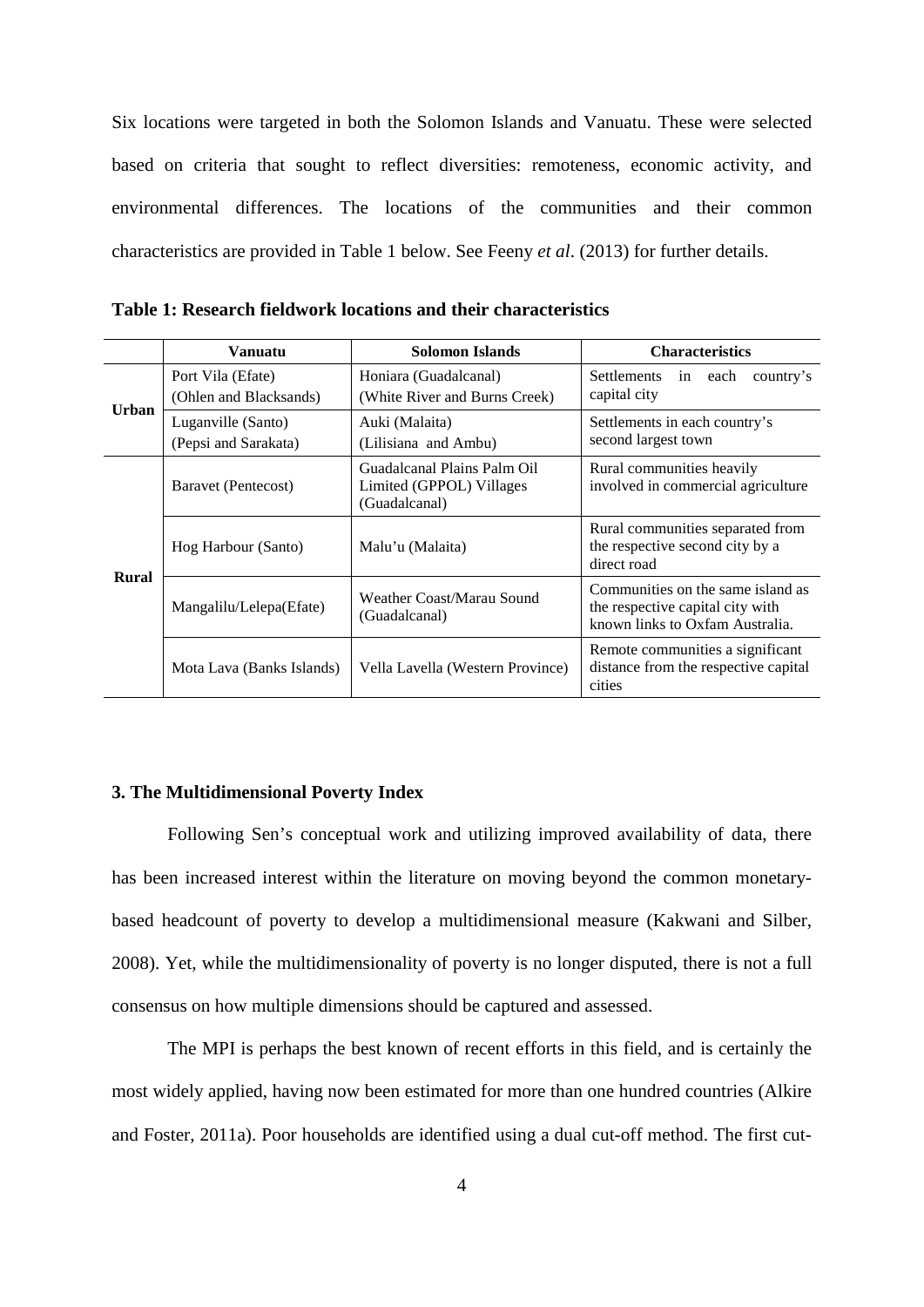Six locations were targeted in both the Solomon Islands and Vanuatu. These were selected based on criteria that sought to reflect diversities: remoteness, economic activity, and environmental differences. The locations of the communities and their common characteristics are provided in Table 1 below. See Feeny *et al*. (2013) for further details.

**Table 1: Research fieldwork locations and their characteristics**

| | Vanuatu | Solomon Islands | Characteristics |
|---|---|---|---|
| **Urban** | Port Vila (Efate) (Ohlen and Blacksands) | Honiara (Guadalcanal) (White River and Burns Creek) | Settlements in each country's capital city |
| | Luganville (Santo) (Pepsi and Sarakata) | Auki (Malaita) (Lilisiana and Ambu) | Settlements in each country's second largest town |
| **Rural** | Baravet (Pentecost) | Guadalcanal Plains Palm Oil Limited (GPPOL) Villages (Guadalcanal) | Rural communities heavily involved in commercial agriculture |
| | Hog Harbour (Santo) | Malu'u (Malaita) | Rural communities separated from the respective second city by a direct road |
| | Mangalilu/Lelepa(Efate) | Weather Coast/Marau Sound (Guadalcanal) | Communities on the same island as the respective capital city with known links to Oxfam Australia. |
| | Mota Lava (Banks Islands) | Vella Lavella (Western Province) | Remote communities a significant distance from the respective capital cities |

### 3. The Multidimensional Poverty Index

Following Sen's conceptual work and utilizing improved availability of data, there has been increased interest within the literature on moving beyond the common monetary-based headcount of poverty to develop a multidimensional measure (Kakwani and Silber, 2008). Yet, while the multidimensionality of poverty is no longer disputed, there is not a full consensus on how multiple dimensions should be captured and assessed.

The MPI is perhaps the best known of recent efforts in this field, and is certainly the most widely applied, having now been estimated for more than one hundred countries (Alkire and Foster, 2011a). Poor households are identified using a dual cut-off method. The first cut-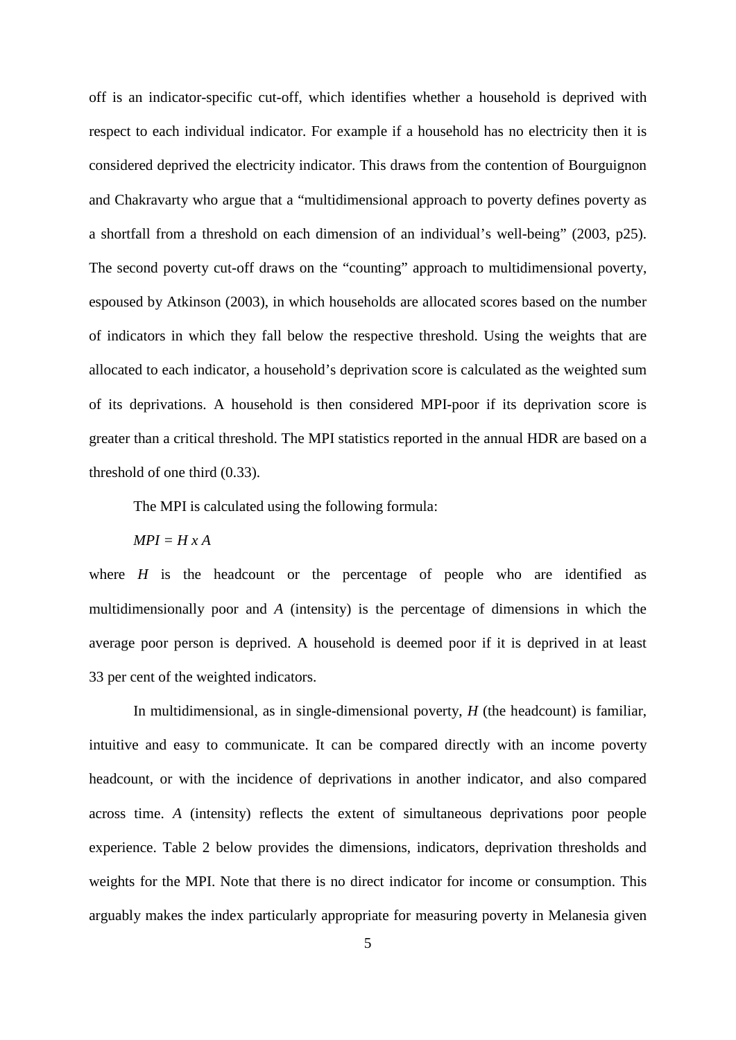off is an indicator-specific cut-off, which identifies whether a household is deprived with respect to each individual indicator. For example if a household has no electricity then it is considered deprived the electricity indicator. This draws from the contention of Bourguignon and Chakravarty who argue that a "multidimensional approach to poverty defines poverty as a shortfall from a threshold on each dimension of an individual's well-being" (2003, p25). The second poverty cut-off draws on the "counting" approach to multidimensional poverty, espoused by Atkinson (2003), in which households are allocated scores based on the number of indicators in which they fall below the respective threshold. Using the weights that are allocated to each indicator, a household's deprivation score is calculated as the weighted sum of its deprivations. A household is then considered MPI-poor if its deprivation score is greater than a critical threshold. The MPI statistics reported in the annual HDR are based on a threshold of one third (0.33).

The MPI is calculated using the following formula:

$$MPI = H \times A$$

where $H$ is the headcount or the percentage of people who are identified as multidimensionally poor and $A$ (intensity) is the percentage of dimensions in which the average poor person is deprived. A household is deemed poor if it is deprived in at least 33 per cent of the weighted indicators.

In multidimensional, as in single-dimensional poverty, $H$ (the headcount) is familiar, intuitive and easy to communicate. It can be compared directly with an income poverty headcount, or with the incidence of deprivations in another indicator, and also compared across time. $A$ (intensity) reflects the extent of simultaneous deprivations poor people experience. Table 2 below provides the dimensions, indicators, deprivation thresholds and weights for the MPI. Note that there is no direct indicator for income or consumption. This arguably makes the index particularly appropriate for measuring poverty in Melanesia given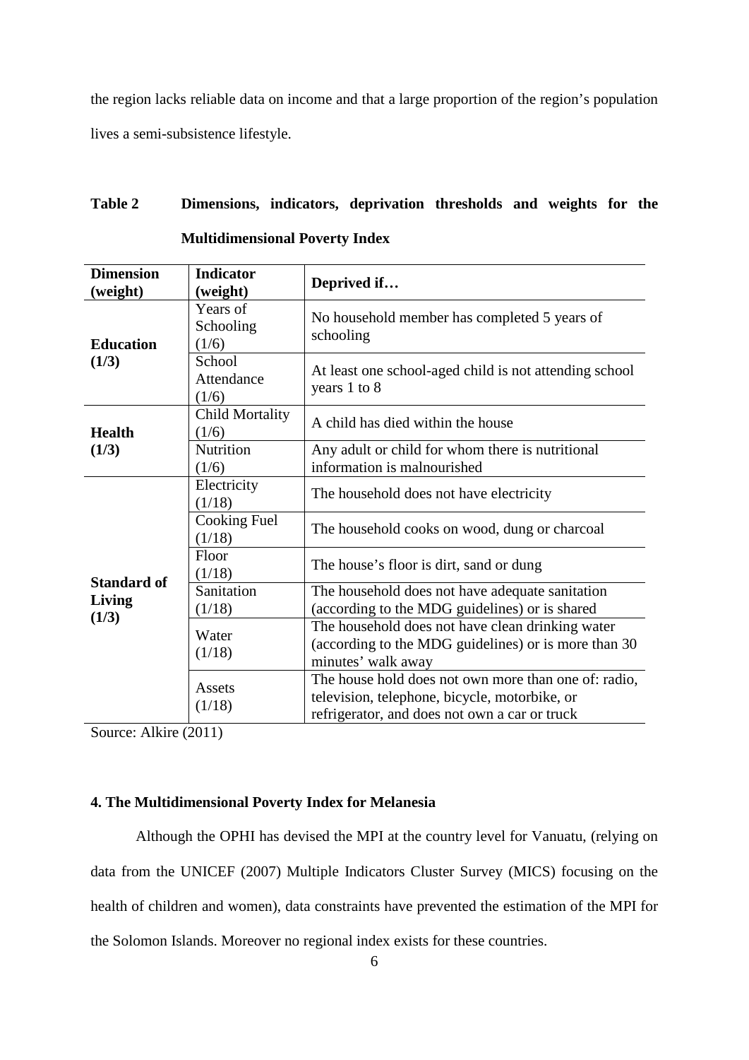the region lacks reliable data on income and that a large proportion of the region's population lives a semi-subsistence lifestyle.

**Table 2 Dimensions, indicators, deprivation thresholds and weights for the Multidimensional Poverty Index**

| Dimension (weight) | Indicator (weight) | Deprived if… |
|---|---|---|
| **Education (1/3)** | Years of Schooling (1/6) | No household member has completed 5 years of schooling |
| | School Attendance (1/6) | At least one school-aged child is not attending school years 1 to 8 |
| **Health (1/3)** | Child Mortality (1/6) | A child has died within the house |
| | Nutrition (1/6) | Any adult or child for whom there is nutritional information is malnourished |
| **Standard of Living (1/3)** | Electricity (1/18) | The household does not have electricity |
| | Cooking Fuel (1/18) | The household cooks on wood, dung or charcoal |
| | Floor (1/18) | The house's floor is dirt, sand or dung |
| | Sanitation (1/18) | The household does not have adequate sanitation (according to the MDG guidelines) or is shared |
| | Water (1/18) | The household does not have clean drinking water (according to the MDG guidelines) or is more than 30 minutes' walk away |
| | Assets (1/18) | The house hold does not own more than one of: radio, television, telephone, bicycle, motorbike, or refrigerator, and does not own a car or truck |

Source: Alkire (2011)

### 4. The Multidimensional Poverty Index for Melanesia

Although the OPHI has devised the MPI at the country level for Vanuatu, (relying on data from the UNICEF (2007) Multiple Indicators Cluster Survey (MICS) focusing on the health of children and women), data constraints have prevented the estimation of the MPI for the Solomon Islands. Moreover no regional index exists for these countries.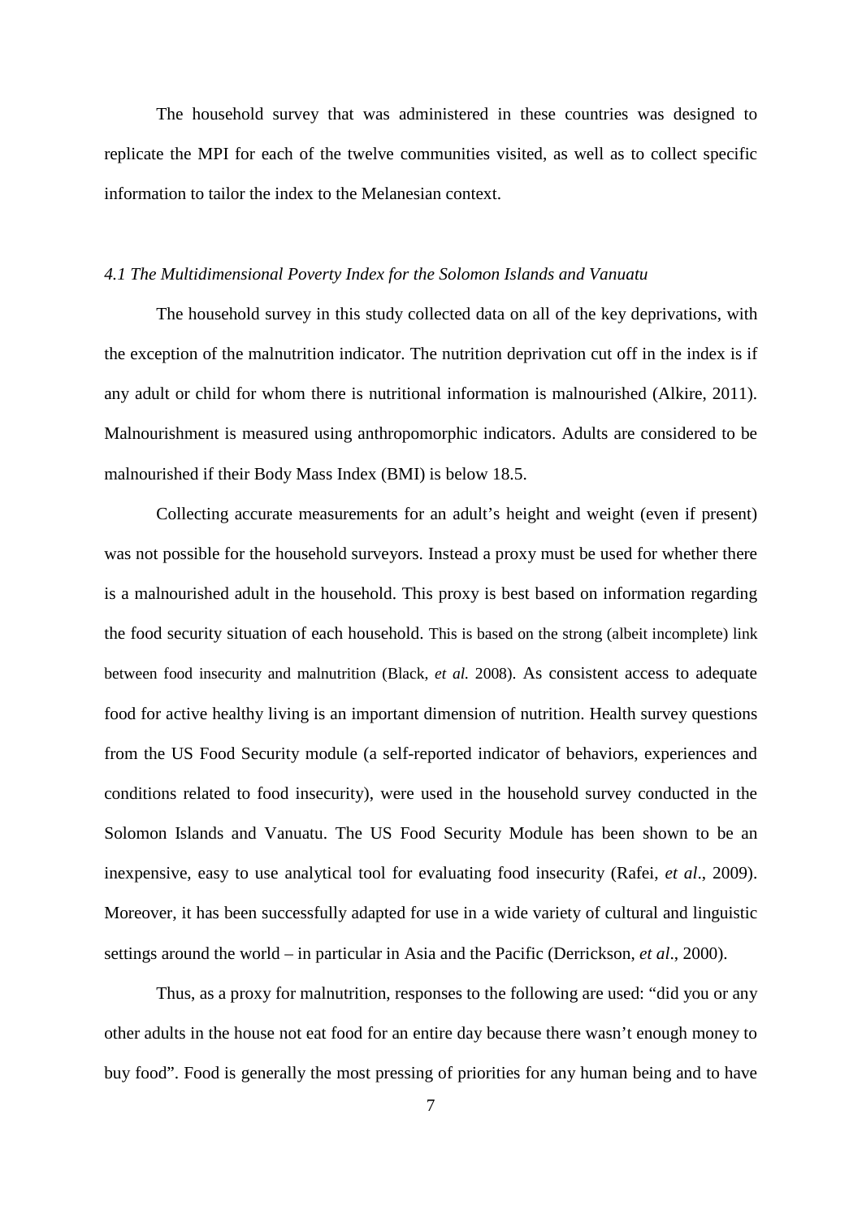The household survey that was administered in these countries was designed to replicate the MPI for each of the twelve communities visited, as well as to collect specific information to tailor the index to the Melanesian context.

### *4.1 The Multidimensional Poverty Index for the Solomon Islands and Vanuatu*

The household survey in this study collected data on all of the key deprivations, with the exception of the malnutrition indicator. The nutrition deprivation cut off in the index is if any adult or child for whom there is nutritional information is malnourished (Alkire, 2011). Malnourishment is measured using anthropomorphic indicators. Adults are considered to be malnourished if their Body Mass Index (BMI) is below 18.5.

Collecting accurate measurements for an adult's height and weight (even if present) was not possible for the household surveyors. Instead a proxy must be used for whether there is a malnourished adult in the household. This proxy is best based on information regarding the food security situation of each household. This is based on the strong (albeit incomplete) link between food insecurity and malnutrition (Black, *et al.* 2008). As consistent access to adequate food for active healthy living is an important dimension of nutrition. Health survey questions from the US Food Security module (a self-reported indicator of behaviors, experiences and conditions related to food insecurity), were used in the household survey conducted in the Solomon Islands and Vanuatu. The US Food Security Module has been shown to be an inexpensive, easy to use analytical tool for evaluating food insecurity (Rafei, *et al*., 2009). Moreover, it has been successfully adapted for use in a wide variety of cultural and linguistic settings around the world – in particular in Asia and the Pacific (Derrickson, *et al*., 2000).

Thus, as a proxy for malnutrition, responses to the following are used: "did you or any other adults in the house not eat food for an entire day because there wasn't enough money to buy food". Food is generally the most pressing of priorities for any human being and to have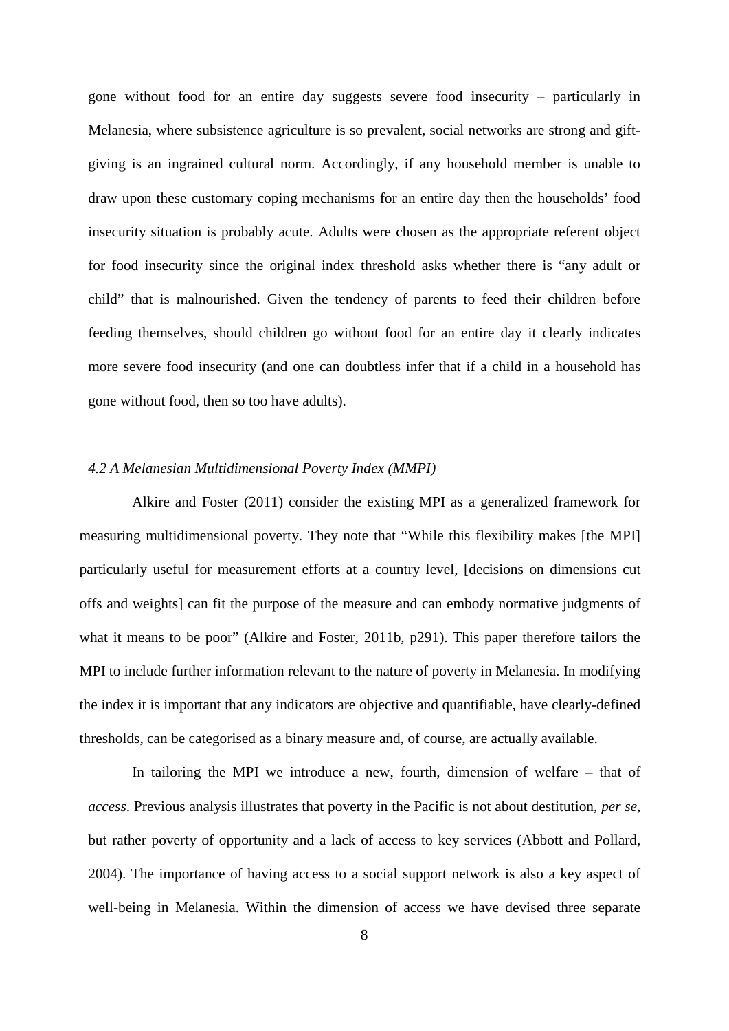gone without food for an entire day suggests severe food insecurity – particularly in Melanesia, where subsistence agriculture is so prevalent, social networks are strong and gift-giving is an ingrained cultural norm. Accordingly, if any household member is unable to draw upon these customary coping mechanisms for an entire day then the households' food insecurity situation is probably acute. Adults were chosen as the appropriate referent object for food insecurity since the original index threshold asks whether there is "any adult or child" that is malnourished. Given the tendency of parents to feed their children before feeding themselves, should children go without food for an entire day it clearly indicates more severe food insecurity (and one can doubtless infer that if a child in a household has gone without food, then so too have adults).

### *4.2 A Melanesian Multidimensional Poverty Index (MMPI)*

Alkire and Foster (2011) consider the existing MPI as a generalized framework for measuring multidimensional poverty. They note that "While this flexibility makes [the MPI] particularly useful for measurement efforts at a country level, [decisions on dimensions cut offs and weights] can fit the purpose of the measure and can embody normative judgments of what it means to be poor" (Alkire and Foster, 2011b, p291). This paper therefore tailors the MPI to include further information relevant to the nature of poverty in Melanesia. In modifying the index it is important that any indicators are objective and quantifiable, have clearly-defined thresholds, can be categorised as a binary measure and, of course, are actually available.

In tailoring the MPI we introduce a new, fourth, dimension of welfare – that of *access*. Previous analysis illustrates that poverty in the Pacific is not about destitution, *per se*, but rather poverty of opportunity and a lack of access to key services (Abbott and Pollard, 2004). The importance of having access to a social support network is also a key aspect of well-being in Melanesia. Within the dimension of access we have devised three separate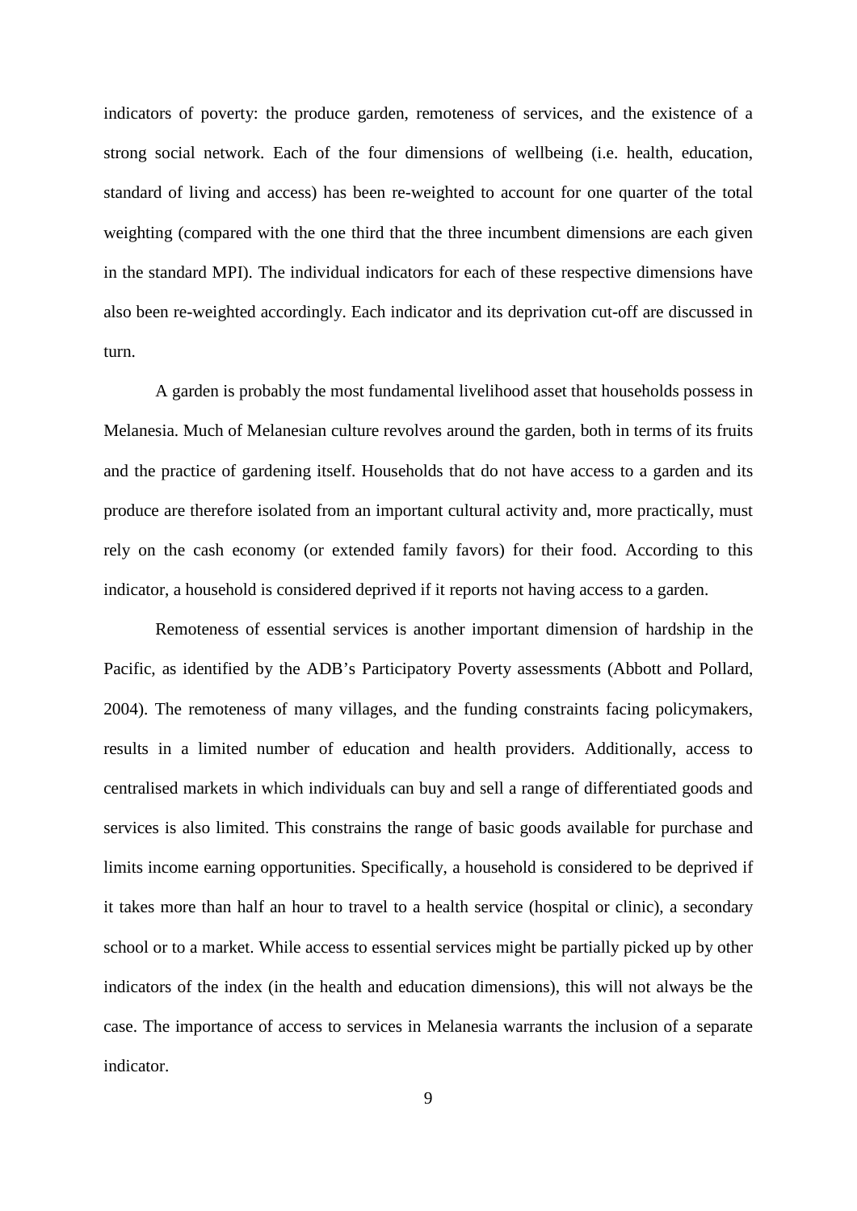indicators of poverty: the produce garden, remoteness of services, and the existence of a strong social network. Each of the four dimensions of wellbeing (i.e. health, education, standard of living and access) has been re-weighted to account for one quarter of the total weighting (compared with the one third that the three incumbent dimensions are each given in the standard MPI). The individual indicators for each of these respective dimensions have also been re-weighted accordingly. Each indicator and its deprivation cut-off are discussed in turn.

A garden is probably the most fundamental livelihood asset that households possess in Melanesia. Much of Melanesian culture revolves around the garden, both in terms of its fruits and the practice of gardening itself. Households that do not have access to a garden and its produce are therefore isolated from an important cultural activity and, more practically, must rely on the cash economy (or extended family favors) for their food. According to this indicator, a household is considered deprived if it reports not having access to a garden.

Remoteness of essential services is another important dimension of hardship in the Pacific, as identified by the ADB's Participatory Poverty assessments (Abbott and Pollard, 2004). The remoteness of many villages, and the funding constraints facing policymakers, results in a limited number of education and health providers. Additionally, access to centralised markets in which individuals can buy and sell a range of differentiated goods and services is also limited. This constrains the range of basic goods available for purchase and limits income earning opportunities. Specifically, a household is considered to be deprived if it takes more than half an hour to travel to a health service (hospital or clinic), a secondary school or to a market. While access to essential services might be partially picked up by other indicators of the index (in the health and education dimensions), this will not always be the case. The importance of access to services in Melanesia warrants the inclusion of a separate indicator.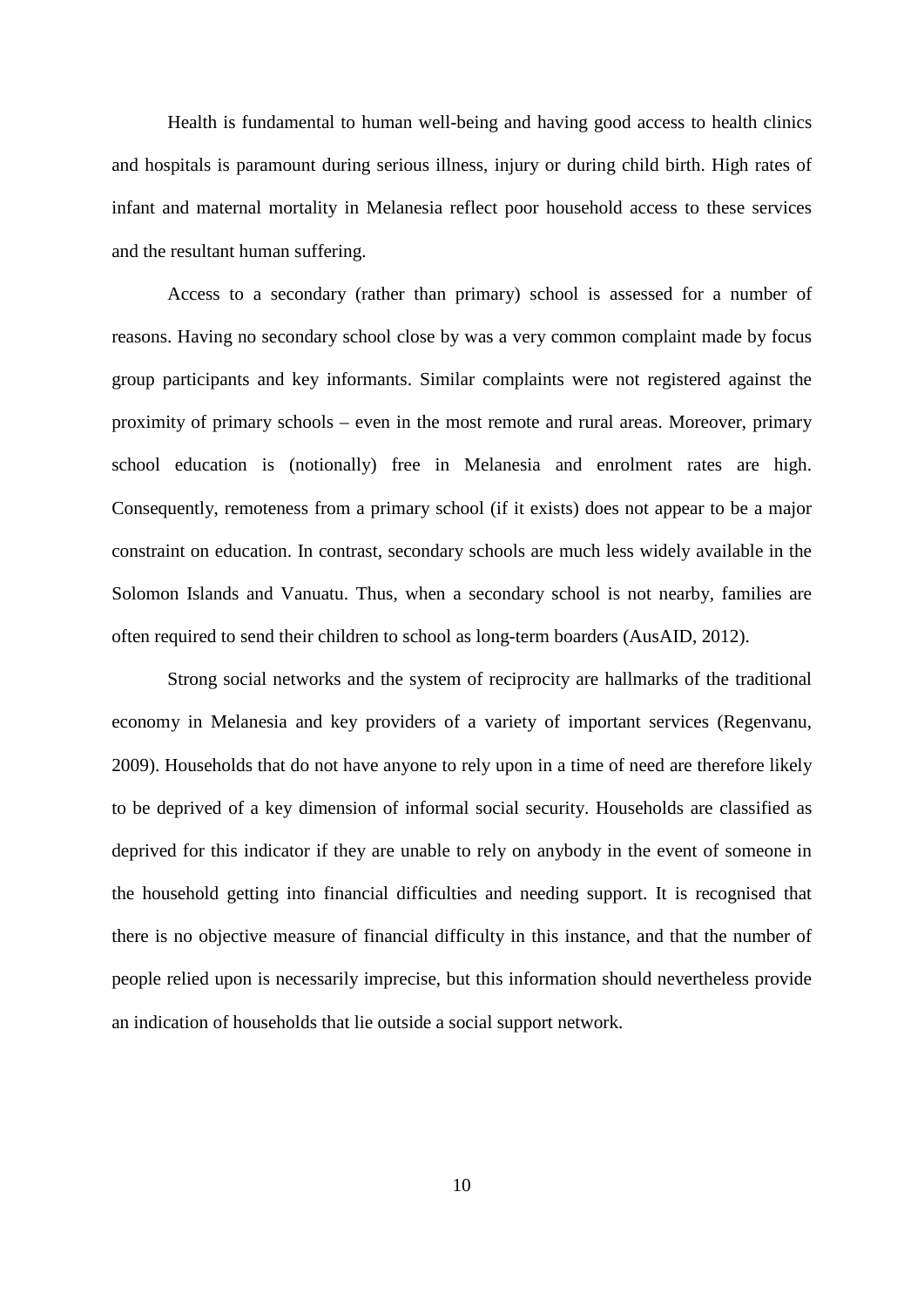Health is fundamental to human well-being and having good access to health clinics and hospitals is paramount during serious illness, injury or during child birth. High rates of infant and maternal mortality in Melanesia reflect poor household access to these services and the resultant human suffering.

Access to a secondary (rather than primary) school is assessed for a number of reasons. Having no secondary school close by was a very common complaint made by focus group participants and key informants. Similar complaints were not registered against the proximity of primary schools – even in the most remote and rural areas. Moreover, primary school education is (notionally) free in Melanesia and enrolment rates are high. Consequently, remoteness from a primary school (if it exists) does not appear to be a major constraint on education. In contrast, secondary schools are much less widely available in the Solomon Islands and Vanuatu. Thus, when a secondary school is not nearby, families are often required to send their children to school as long-term boarders (AusAID, 2012).

Strong social networks and the system of reciprocity are hallmarks of the traditional economy in Melanesia and key providers of a variety of important services (Regenvanu, 2009). Households that do not have anyone to rely upon in a time of need are therefore likely to be deprived of a key dimension of informal social security. Households are classified as deprived for this indicator if they are unable to rely on anybody in the event of someone in the household getting into financial difficulties and needing support. It is recognised that there is no objective measure of financial difficulty in this instance, and that the number of people relied upon is necessarily imprecise, but this information should nevertheless provide an indication of households that lie outside a social support network.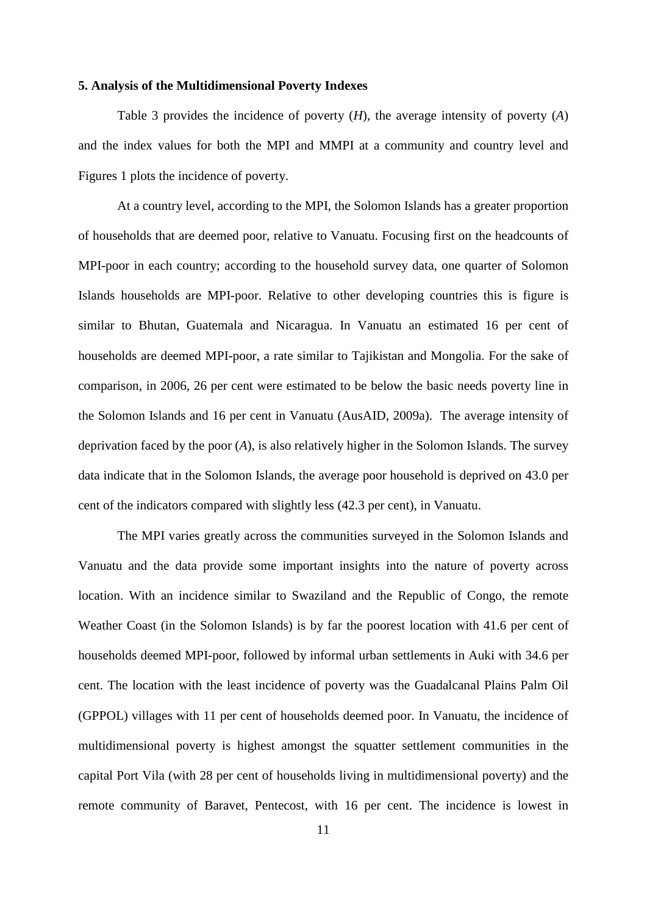**5. Analysis of the Multidimensional Poverty Indexes**

Table 3 provides the incidence of poverty (*H*), the average intensity of poverty (*A*) and the index values for both the MPI and MMPI at a community and country level and Figures 1 plots the incidence of poverty.

At a country level, according to the MPI, the Solomon Islands has a greater proportion of households that are deemed poor, relative to Vanuatu. Focusing first on the headcounts of MPI-poor in each country; according to the household survey data, one quarter of Solomon Islands households are MPI-poor. Relative to other developing countries this is figure is similar to Bhutan, Guatemala and Nicaragua. In Vanuatu an estimated 16 per cent of households are deemed MPI-poor, a rate similar to Tajikistan and Mongolia. For the sake of comparison, in 2006, 26 per cent were estimated to be below the basic needs poverty line in the Solomon Islands and 16 per cent in Vanuatu (AusAID, 2009a). The average intensity of deprivation faced by the poor (*A*), is also relatively higher in the Solomon Islands. The survey data indicate that in the Solomon Islands, the average poor household is deprived on 43.0 per cent of the indicators compared with slightly less (42.3 per cent), in Vanuatu.

The MPI varies greatly across the communities surveyed in the Solomon Islands and Vanuatu and the data provide some important insights into the nature of poverty across location. With an incidence similar to Swaziland and the Republic of Congo, the remote Weather Coast (in the Solomon Islands) is by far the poorest location with 41.6 per cent of households deemed MPI-poor, followed by informal urban settlements in Auki with 34.6 per cent. The location with the least incidence of poverty was the Guadalcanal Plains Palm Oil (GPPOL) villages with 11 per cent of households deemed poor. In Vanuatu, the incidence of multidimensional poverty is highest amongst the squatter settlement communities in the capital Port Vila (with 28 per cent of households living in multidimensional poverty) and the remote community of Baravet, Pentecost, with 16 per cent. The incidence is lowest in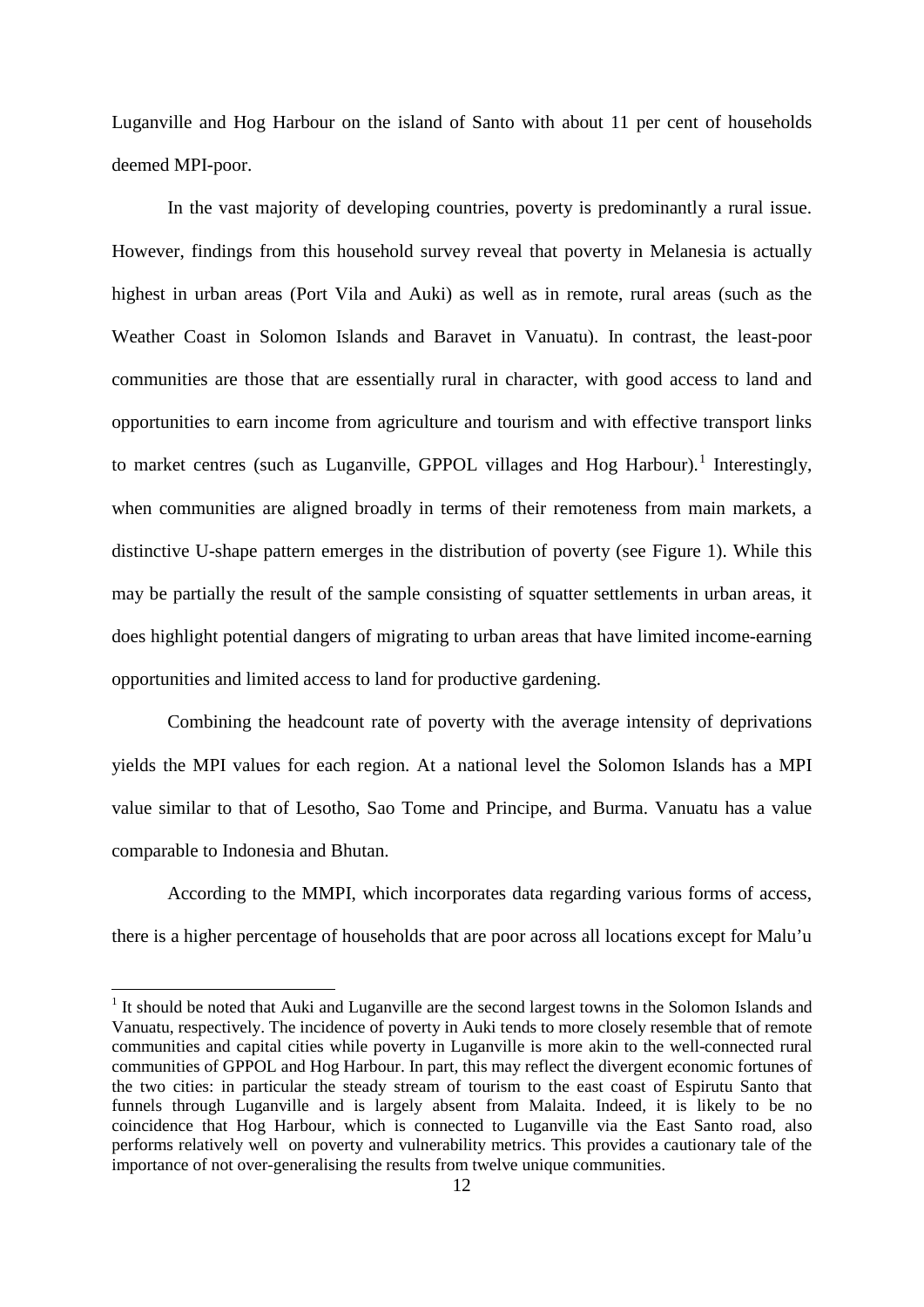Luganville and Hog Harbour on the island of Santo with about 11 per cent of households deemed MPI-poor.

In the vast majority of developing countries, poverty is predominantly a rural issue. However, findings from this household survey reveal that poverty in Melanesia is actually highest in urban areas (Port Vila and Auki) as well as in remote, rural areas (such as the Weather Coast in Solomon Islands and Baravet in Vanuatu). In contrast, the least-poor communities are those that are essentially rural in character, with good access to land and opportunities to earn income from agriculture and tourism and with effective transport links to market centres (such as Luganville, GPPOL villages and Hog Harbour).[1] Interestingly, when communities are aligned broadly in terms of their remoteness from main markets, a distinctive U-shape pattern emerges in the distribution of poverty (see Figure 1). While this may be partially the result of the sample consisting of squatter settlements in urban areas, it does highlight potential dangers of migrating to urban areas that have limited income-earning opportunities and limited access to land for productive gardening.

Combining the headcount rate of poverty with the average intensity of deprivations yields the MPI values for each region. At a national level the Solomon Islands has a MPI value similar to that of Lesotho, Sao Tome and Principe, and Burma. Vanuatu has a value comparable to Indonesia and Bhutan.

According to the MMPI, which incorporates data regarding various forms of access, there is a higher percentage of households that are poor across all locations except for Malu'u

[1] It should be noted that Auki and Luganville are the second largest towns in the Solomon Islands and Vanuatu, respectively. The incidence of poverty in Auki tends to more closely resemble that of remote communities and capital cities while poverty in Luganville is more akin to the well-connected rural communities of GPPOL and Hog Harbour. In part, this may reflect the divergent economic fortunes of the two cities: in particular the steady stream of tourism to the east coast of Espirutu Santo that funnels through Luganville and is largely absent from Malaita. Indeed, it is likely to be no coincidence that Hog Harbour, which is connected to Luganville via the East Santo road, also performs relatively well on poverty and vulnerability metrics. This provides a cautionary tale of the importance of not over-generalising the results from twelve unique communities.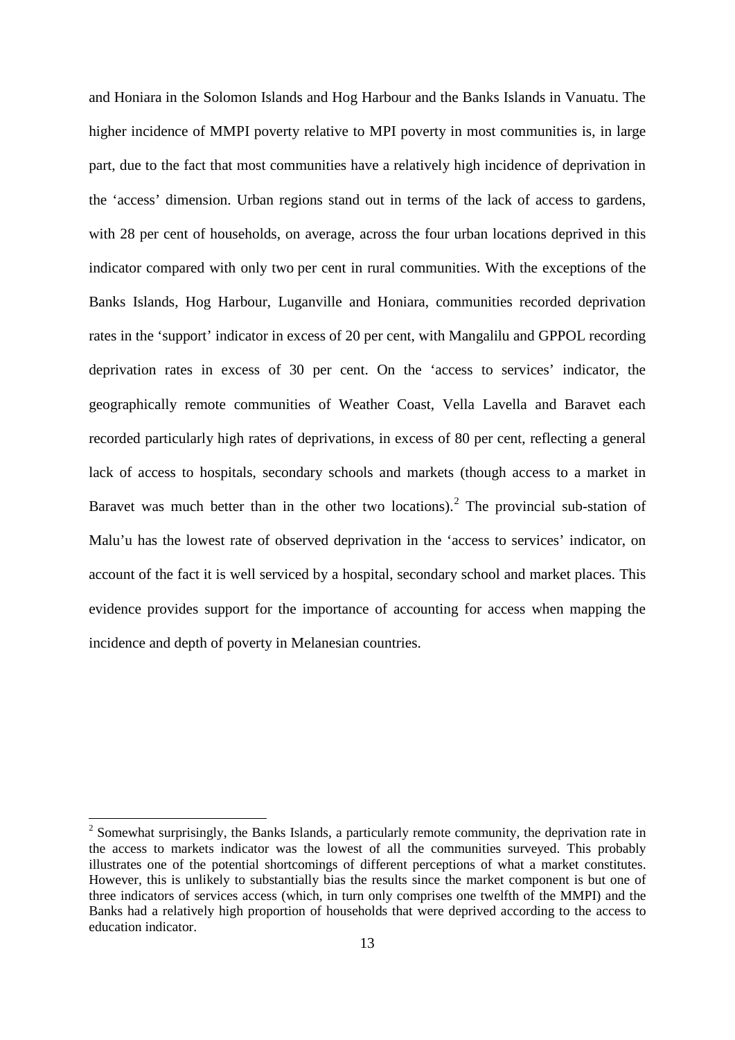and Honiara in the Solomon Islands and Hog Harbour and the Banks Islands in Vanuatu. The higher incidence of MMPI poverty relative to MPI poverty in most communities is, in large part, due to the fact that most communities have a relatively high incidence of deprivation in the 'access' dimension. Urban regions stand out in terms of the lack of access to gardens, with 28 per cent of households, on average, across the four urban locations deprived in this indicator compared with only two per cent in rural communities. With the exceptions of the Banks Islands, Hog Harbour, Luganville and Honiara, communities recorded deprivation rates in the 'support' indicator in excess of 20 per cent, with Mangalilu and GPPOL recording deprivation rates in excess of 30 per cent. On the 'access to services' indicator, the geographically remote communities of Weather Coast, Vella Lavella and Baravet each recorded particularly high rates of deprivations, in excess of 80 per cent, reflecting a general lack of access to hospitals, secondary schools and markets (though access to a market in Baravet was much better than in the other two locations).[2] The provincial sub-station of Malu'u has the lowest rate of observed deprivation in the 'access to services' indicator, on account of the fact it is well serviced by a hospital, secondary school and market places. This evidence provides support for the importance of accounting for access when mapping the incidence and depth of poverty in Melanesian countries.

[2] Somewhat surprisingly, the Banks Islands, a particularly remote community, the deprivation rate in the access to markets indicator was the lowest of all the communities surveyed. This probably illustrates one of the potential shortcomings of different perceptions of what a market constitutes. However, this is unlikely to substantially bias the results since the market component is but one of three indicators of services access (which, in turn only comprises one twelfth of the MMPI) and the Banks had a relatively high proportion of households that were deprived according to the access to education indicator.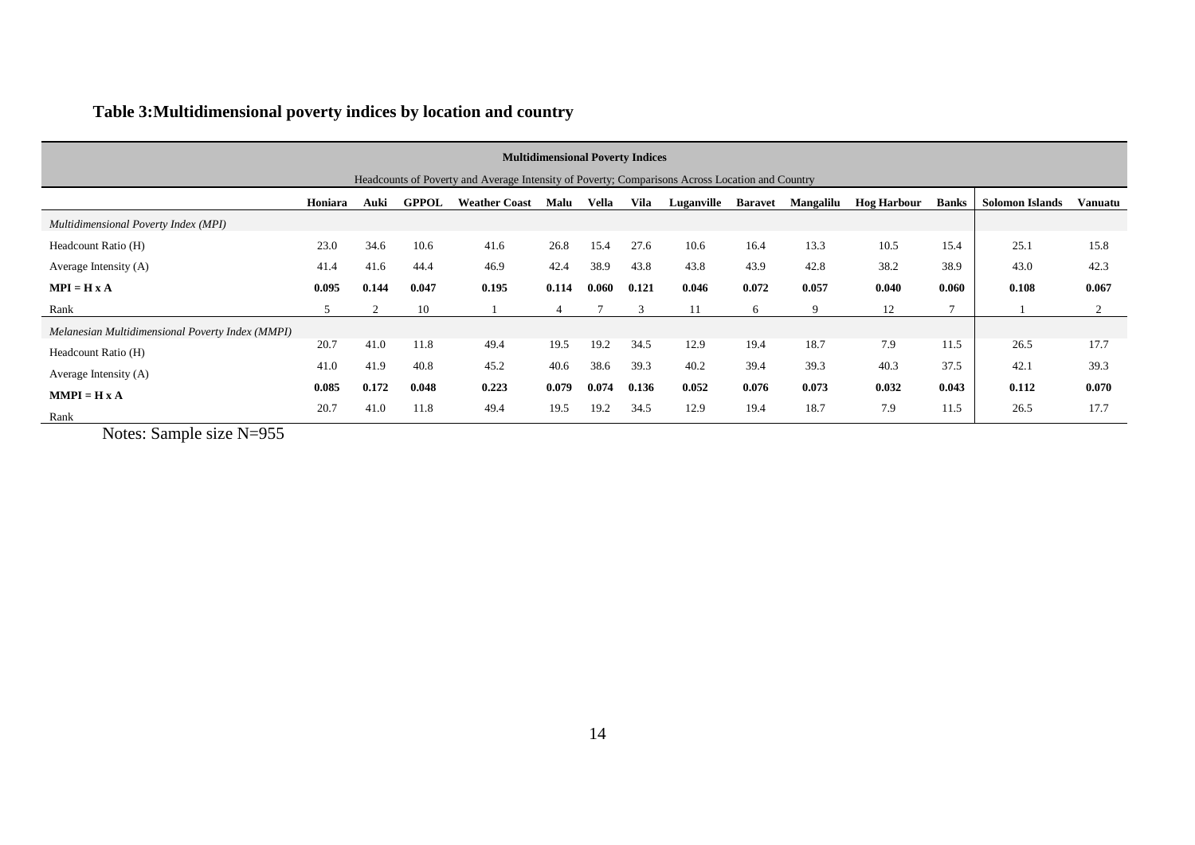**Table 3:Multidimensional poverty indices by location and country**

| Multidimensional Poverty Indices<br>Headcounts of Poverty and Average Intensity of Poverty; Comparisons Across Location and Country | | | | | | | | | | | | | | |
|---|---|---|---|---|---|---|---|---|---|---|---|---|---|---|
| | **Honiara** | **Auki** | **GPPOL** | **Weather Coast** | **Malu** | **Vella** | **Vila** | **Luganville** | **Baravet** | **Mangalilu** | **Hog Harbour** | **Banks** | **Solomon Islands** | **Vanuatu** |
| *Multidimensional Poverty Index (MPI)* | | | | | | | | | | | | | | |
| Headcount Ratio (H) | 23.0 | 34.6 | 10.6 | 41.6 | 26.8 | 15.4 | 27.6 | 10.6 | 16.4 | 13.3 | 10.5 | 15.4 | 25.1 | 15.8 |
| Average Intensity (A) | 41.4 | 41.6 | 44.4 | 46.9 | 42.4 | 38.9 | 43.8 | 43.8 | 43.9 | 42.8 | 38.2 | 38.9 | 43.0 | 42.3 |
| **MPI = H x A** | **0.095** | **0.144** | **0.047** | **0.195** | **0.114** | **0.060** | **0.121** | **0.046** | **0.072** | **0.057** | **0.040** | **0.060** | **0.108** | **0.067** |
| Rank | 5 | 2 | 10 | 1 | 4 | 7 | 3 | 11 | 6 | 9 | 12 | 7 | 1 | 2 |
| *Melanesian Multidimensional Poverty Index (MMPI)* | | | | | | | | | | | | | | |
| Headcount Ratio (H) | 20.7 | 41.0 | 11.8 | 49.4 | 19.5 | 19.2 | 34.5 | 12.9 | 19.4 | 18.7 | 7.9 | 11.5 | 26.5 | 17.7 |
| Average Intensity (A) | 41.0 | 41.9 | 40.8 | 45.2 | 40.6 | 38.6 | 39.3 | 40.2 | 39.4 | 39.3 | 40.3 | 37.5 | 42.1 | 39.3 |
| **MMPI = H x A** | **0.085** | **0.172** | **0.048** | **0.223** | **0.079** | **0.074** | **0.136** | **0.052** | **0.076** | **0.073** | **0.032** | **0.043** | **0.112** | **0.070** |
| Rank | 20.7 | 41.0 | 11.8 | 49.4 | 19.5 | 19.2 | 34.5 | 12.9 | 19.4 | 18.7 | 7.9 | 11.5 | 26.5 | 17.7 |

Notes: Sample size N=955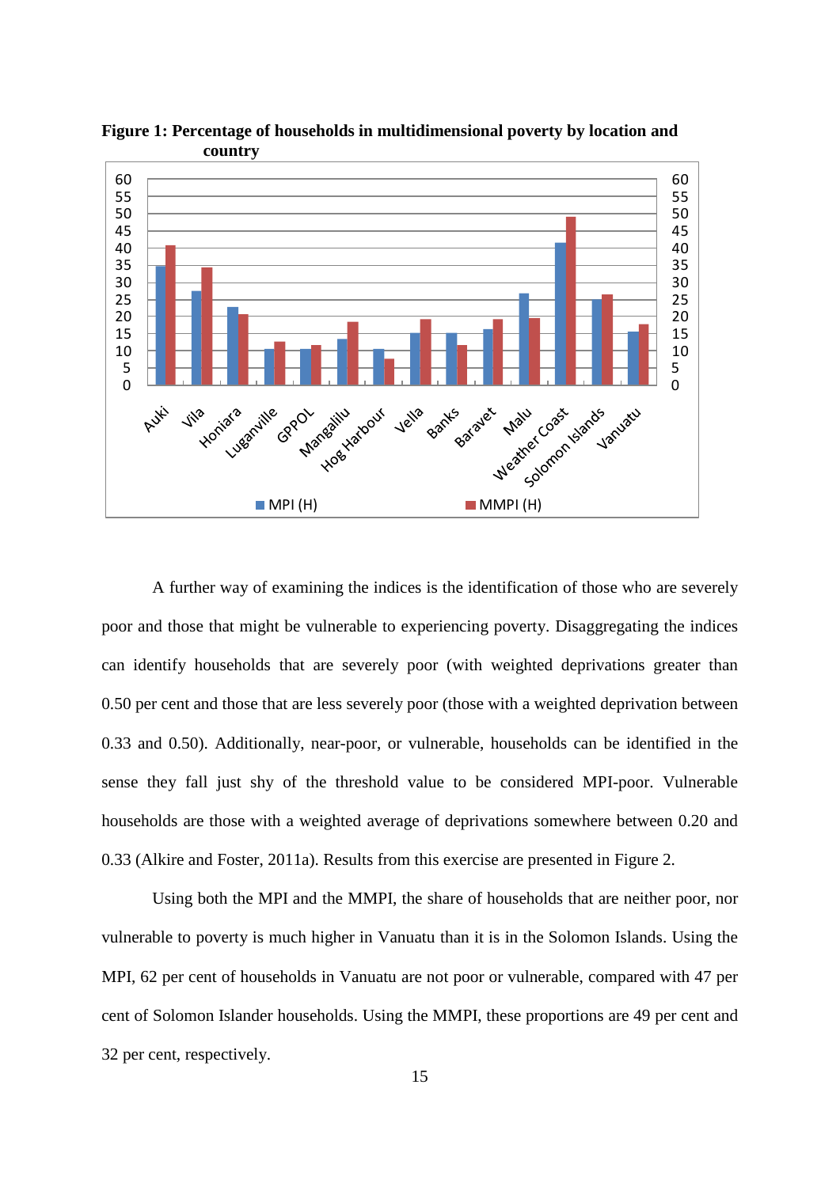**Figure 1: Percentage of households in multidimensional poverty by location and country**

A further way of examining the indices is the identification of those who are severely poor and those that might be vulnerable to experiencing poverty. Disaggregating the indices can identify households that are severely poor (with weighted deprivations greater than 0.50 per cent and those that are less severely poor (those with a weighted deprivation between 0.33 and 0.50). Additionally, near-poor, or vulnerable, households can be identified in the sense they fall just shy of the threshold value to be considered MPI-poor. Vulnerable households are those with a weighted average of deprivations somewhere between 0.20 and 0.33 (Alkire and Foster, 2011a). Results from this exercise are presented in Figure 2.

Using both the MPI and the MMPI, the share of households that are neither poor, nor vulnerable to poverty is much higher in Vanuatu than it is in the Solomon Islands. Using the MPI, 62 per cent of households in Vanuatu are not poor or vulnerable, compared with 47 per cent of Solomon Islander households. Using the MMPI, these proportions are 49 per cent and 32 per cent, respectively.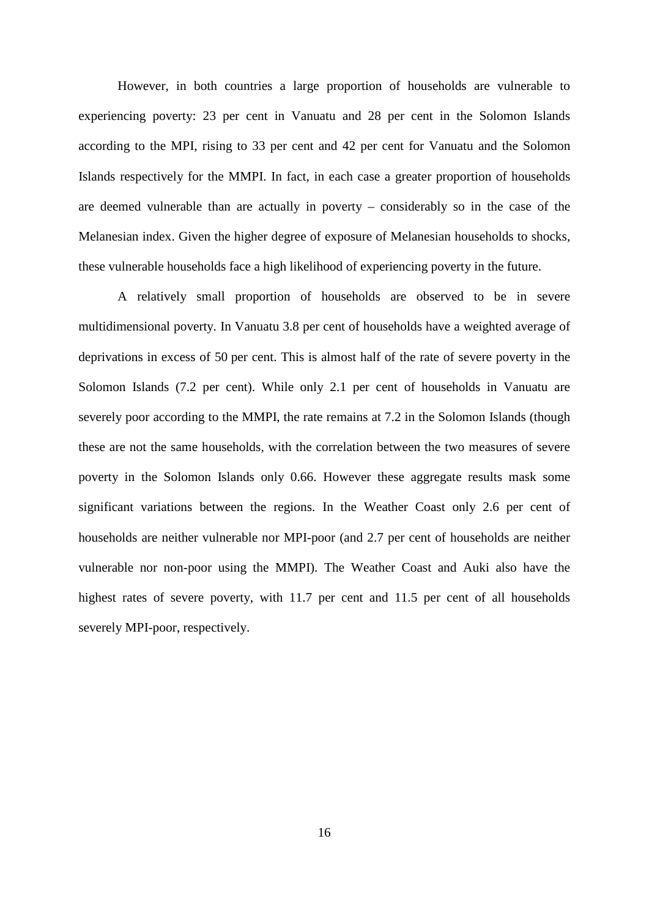However, in both countries a large proportion of households are vulnerable to experiencing poverty: 23 per cent in Vanuatu and 28 per cent in the Solomon Islands according to the MPI, rising to 33 per cent and 42 per cent for Vanuatu and the Solomon Islands respectively for the MMPI. In fact, in each case a greater proportion of households are deemed vulnerable than are actually in poverty – considerably so in the case of the Melanesian index. Given the higher degree of exposure of Melanesian households to shocks, these vulnerable households face a high likelihood of experiencing poverty in the future.

A relatively small proportion of households are observed to be in severe multidimensional poverty. In Vanuatu 3.8 per cent of households have a weighted average of deprivations in excess of 50 per cent. This is almost half of the rate of severe poverty in the Solomon Islands (7.2 per cent). While only 2.1 per cent of households in Vanuatu are severely poor according to the MMPI, the rate remains at 7.2 in the Solomon Islands (though these are not the same households, with the correlation between the two measures of severe poverty in the Solomon Islands only 0.66. However these aggregate results mask some significant variations between the regions. In the Weather Coast only 2.6 per cent of households are neither vulnerable nor MPI-poor (and 2.7 per cent of households are neither vulnerable nor non-poor using the MMPI). The Weather Coast and Auki also have the highest rates of severe poverty, with 11.7 per cent and 11.5 per cent of all households severely MPI-poor, respectively.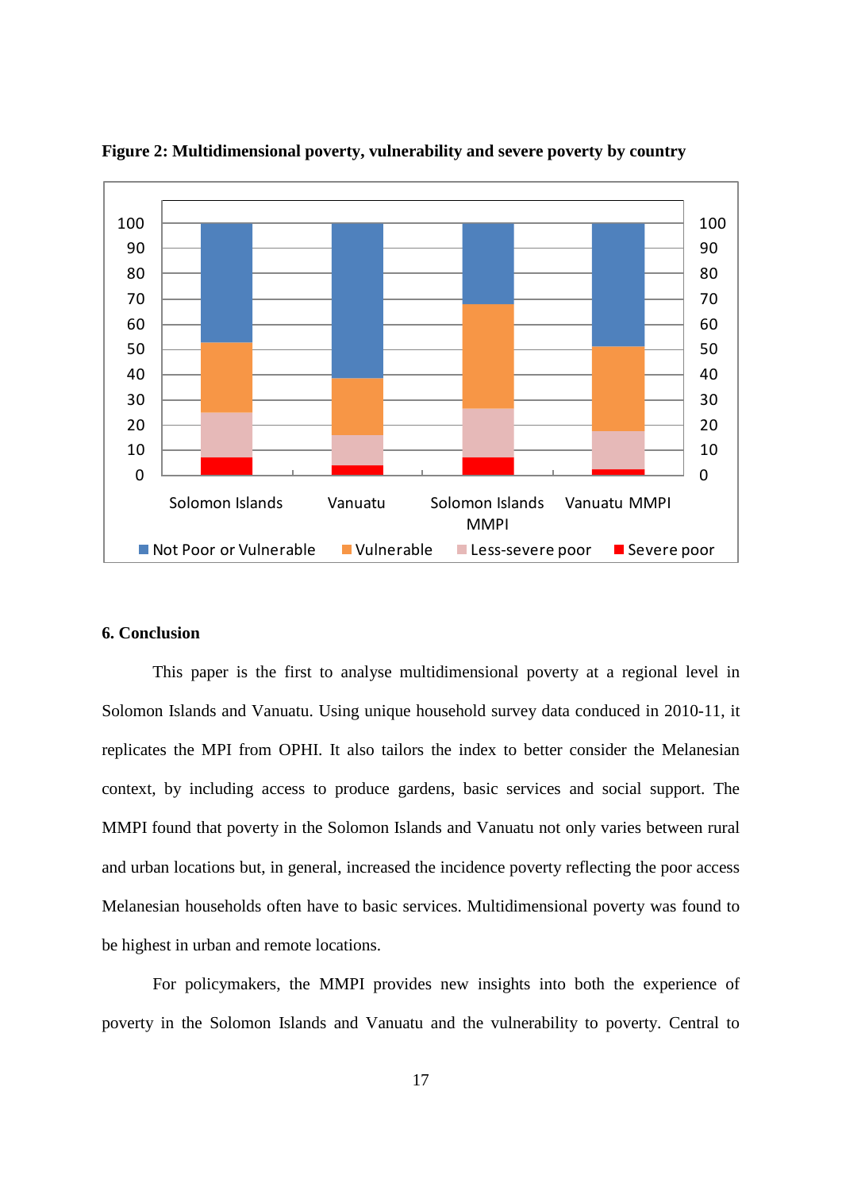**Figure 2: Multidimensional poverty, vulnerability and severe poverty by country**

## 6. Conclusion

This paper is the first to analyse multidimensional poverty at a regional level in Solomon Islands and Vanuatu. Using unique household survey data conduced in 2010-11, it replicates the MPI from OPHI. It also tailors the index to better consider the Melanesian context, by including access to produce gardens, basic services and social support. The MMPI found that poverty in the Solomon Islands and Vanuatu not only varies between rural and urban locations but, in general, increased the incidence poverty reflecting the poor access Melanesian households often have to basic services. Multidimensional poverty was found to be highest in urban and remote locations.

For policymakers, the MMPI provides new insights into both the experience of poverty in the Solomon Islands and Vanuatu and the vulnerability to poverty. Central to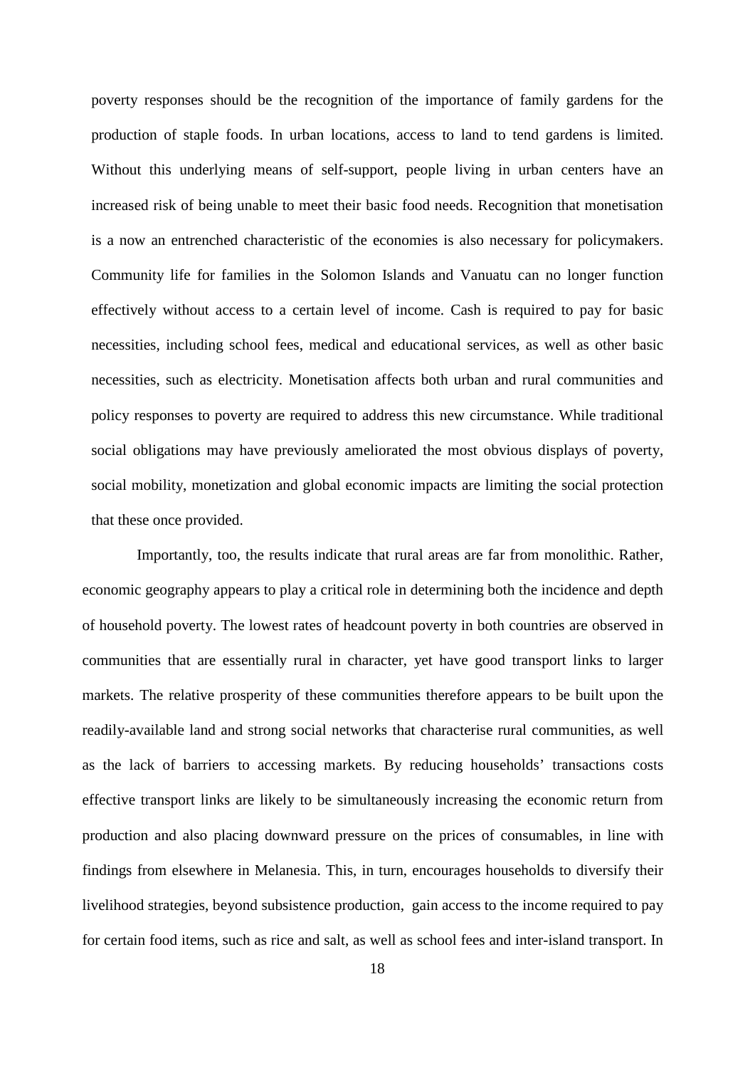poverty responses should be the recognition of the importance of family gardens for the production of staple foods. In urban locations, access to land to tend gardens is limited. Without this underlying means of self-support, people living in urban centers have an increased risk of being unable to meet their basic food needs. Recognition that monetisation is a now an entrenched characteristic of the economies is also necessary for policymakers. Community life for families in the Solomon Islands and Vanuatu can no longer function effectively without access to a certain level of income. Cash is required to pay for basic necessities, including school fees, medical and educational services, as well as other basic necessities, such as electricity. Monetisation affects both urban and rural communities and policy responses to poverty are required to address this new circumstance. While traditional social obligations may have previously ameliorated the most obvious displays of poverty, social mobility, monetization and global economic impacts are limiting the social protection that these once provided.

Importantly, too, the results indicate that rural areas are far from monolithic. Rather, economic geography appears to play a critical role in determining both the incidence and depth of household poverty. The lowest rates of headcount poverty in both countries are observed in communities that are essentially rural in character, yet have good transport links to larger markets. The relative prosperity of these communities therefore appears to be built upon the readily-available land and strong social networks that characterise rural communities, as well as the lack of barriers to accessing markets. By reducing households' transactions costs effective transport links are likely to be simultaneously increasing the economic return from production and also placing downward pressure on the prices of consumables, in line with findings from elsewhere in Melanesia. This, in turn, encourages households to diversify their livelihood strategies, beyond subsistence production, gain access to the income required to pay for certain food items, such as rice and salt, as well as school fees and inter-island transport. In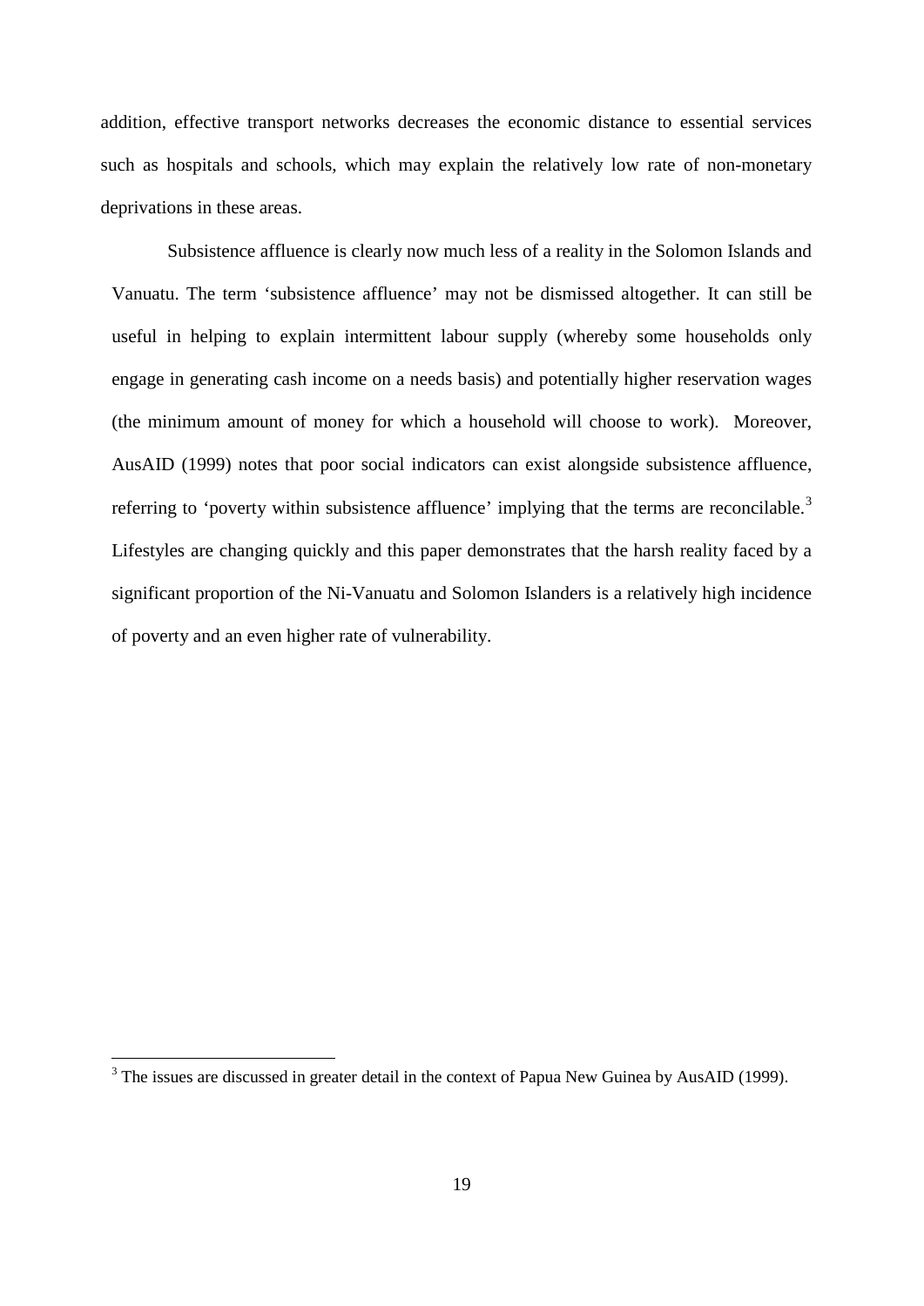addition, effective transport networks decreases the economic distance to essential services such as hospitals and schools, which may explain the relatively low rate of non-monetary deprivations in these areas.

Subsistence affluence is clearly now much less of a reality in the Solomon Islands and Vanuatu. The term 'subsistence affluence' may not be dismissed altogether. It can still be useful in helping to explain intermittent labour supply (whereby some households only engage in generating cash income on a needs basis) and potentially higher reservation wages (the minimum amount of money for which a household will choose to work). Moreover, AusAID (1999) notes that poor social indicators can exist alongside subsistence affluence, referring to 'poverty within subsistence affluence' implying that the terms are reconcilable.[3] Lifestyles are changing quickly and this paper demonstrates that the harsh reality faced by a significant proportion of the Ni-Vanuatu and Solomon Islanders is a relatively high incidence of poverty and an even higher rate of vulnerability.

---

[3] The issues are discussed in greater detail in the context of Papua New Guinea by AusAID (1999).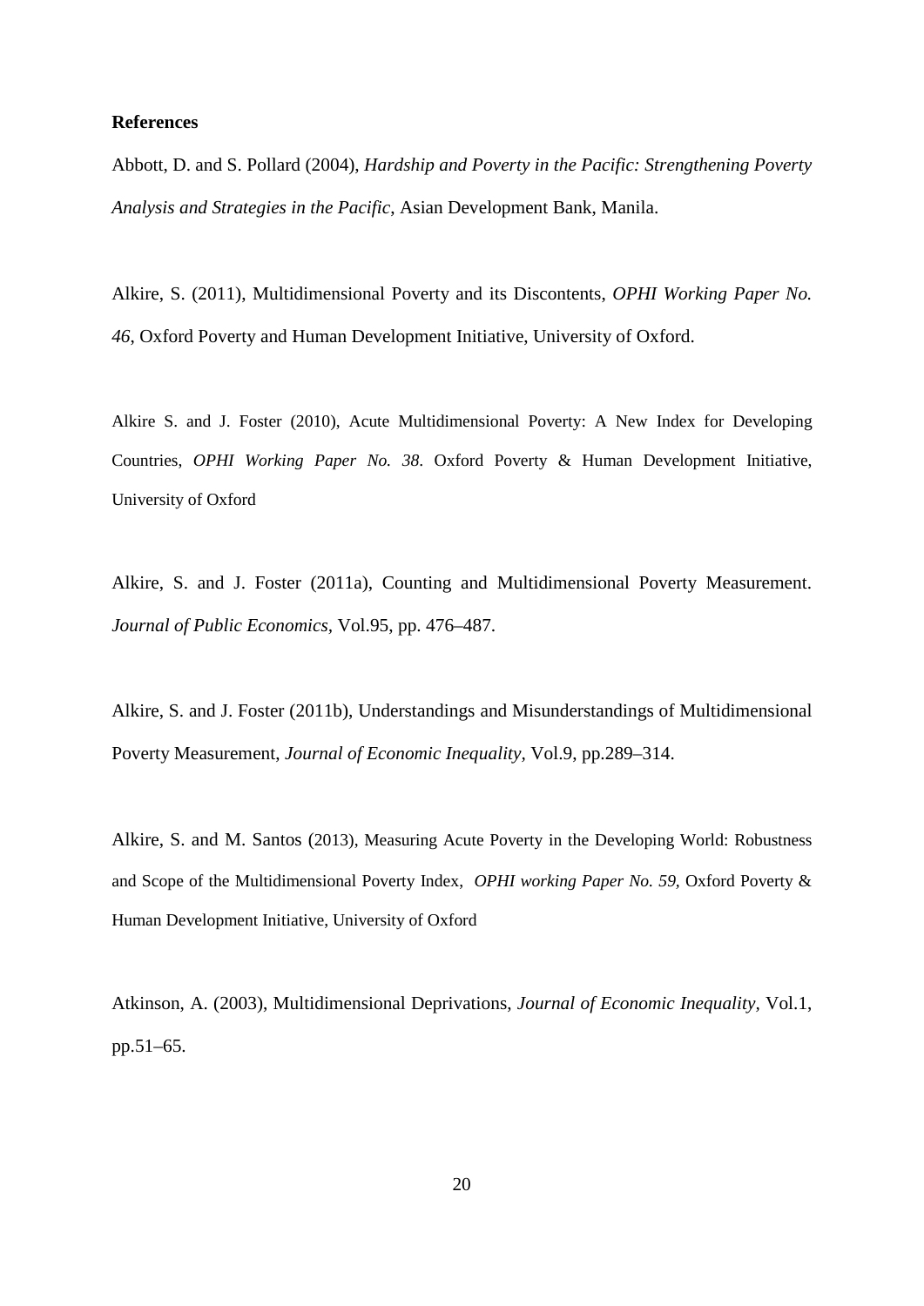**References**

Abbott, D. and S. Pollard (2004), *Hardship and Poverty in the Pacific: Strengthening Poverty Analysis and Strategies in the Pacific*, Asian Development Bank, Manila.

Alkire, S. (2011), Multidimensional Poverty and its Discontents, *OPHI Working Paper No. 46*, Oxford Poverty and Human Development Initiative, University of Oxford.

Alkire S. and J. Foster (2010), Acute Multidimensional Poverty: A New Index for Developing Countries, *OPHI Working Paper No. 38*. Oxford Poverty & Human Development Initiative, University of Oxford

Alkire, S. and J. Foster (2011a), Counting and Multidimensional Poverty Measurement. *Journal of Public Economics*, Vol.95, pp. 476–487.

Alkire, S. and J. Foster (2011b), Understandings and Misunderstandings of Multidimensional Poverty Measurement, *Journal of Economic Inequality*, Vol.9, pp.289–314.

Alkire, S. and M. Santos (2013), Measuring Acute Poverty in the Developing World: Robustness and Scope of the Multidimensional Poverty Index, *OPHI working Paper No. 59*, Oxford Poverty & Human Development Initiative, University of Oxford

Atkinson, A. (2003), Multidimensional Deprivations, *Journal of Economic Inequality*, Vol.1, pp.51–65.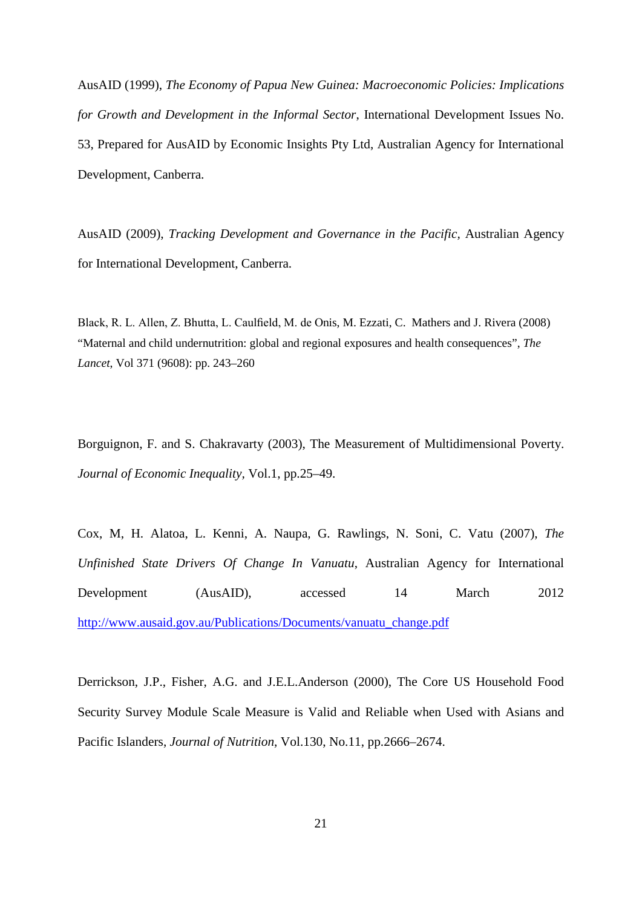AusAID (1999), *The Economy of Papua New Guinea: Macroeconomic Policies: Implications for Growth and Development in the Informal Sector*, International Development Issues No. 53, Prepared for AusAID by Economic Insights Pty Ltd, Australian Agency for International Development, Canberra.

AusAID (2009), *Tracking Development and Governance in the Pacific*, Australian Agency for International Development, Canberra.

Black, R. L. Allen, Z. Bhutta, L. Caulfield, M. de Onis, M. Ezzati, C. Mathers and J. Rivera (2008) "Maternal and child undernutrition: global and regional exposures and health consequences", *The Lancet*, Vol 371 (9608): pp. 243–260

Borguignon, F. and S. Chakravarty (2003), The Measurement of Multidimensional Poverty. *Journal of Economic Inequality*, Vol.1, pp.25–49.

Cox, M, H. Alatoa, L. Kenni, A. Naupa, G. Rawlings, N. Soni, C. Vatu (2007), *The Unfinished State Drivers Of Change In Vanuatu*, Australian Agency for International Development (AusAID), accessed 14 March 2012 http://www.ausaid.gov.au/Publications/Documents/vanuatu_change.pdf

Derrickson, J.P., Fisher, A.G. and J.E.L.Anderson (2000), The Core US Household Food Security Survey Module Scale Measure is Valid and Reliable when Used with Asians and Pacific Islanders, *Journal of Nutrition*, Vol.130, No.11, pp.2666–2674.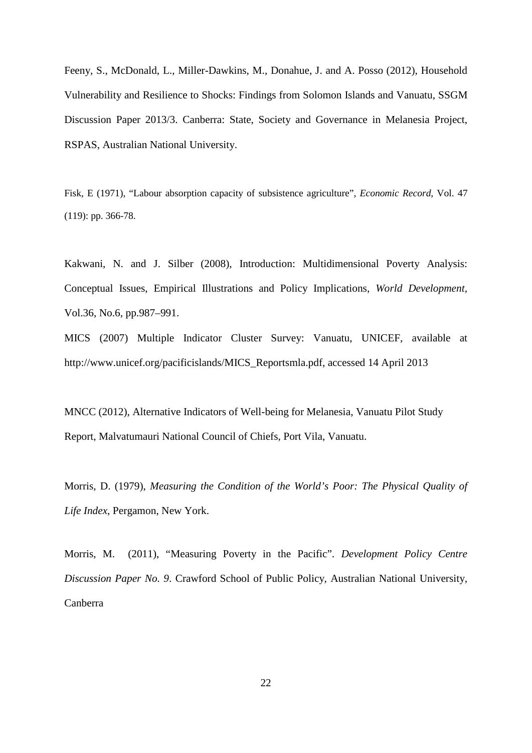Feeny, S., McDonald, L., Miller-Dawkins, M., Donahue, J. and A. Posso (2012), Household Vulnerability and Resilience to Shocks: Findings from Solomon Islands and Vanuatu, SSGM Discussion Paper 2013/3. Canberra: State, Society and Governance in Melanesia Project, RSPAS, Australian National University.

Fisk, E (1971), "Labour absorption capacity of subsistence agriculture", *Economic Record*, Vol. 47 (119): pp. 366-78.

Kakwani, N. and J. Silber (2008), Introduction: Multidimensional Poverty Analysis: Conceptual Issues, Empirical Illustrations and Policy Implications, *World Development*, Vol.36, No.6, pp.987–991.

MICS (2007) Multiple Indicator Cluster Survey: Vanuatu, UNICEF, available at http://www.unicef.org/pacificislands/MICS_Reportsmla.pdf, accessed 14 April 2013

MNCC (2012), Alternative Indicators of Well-being for Melanesia, Vanuatu Pilot Study Report, Malvatumauri National Council of Chiefs, Port Vila, Vanuatu.

Morris, D. (1979), *Measuring the Condition of the World's Poor: The Physical Quality of Life Index*, Pergamon, New York.

Morris, M. (2011), "Measuring Poverty in the Pacific". *Development Policy Centre Discussion Paper No. 9*. Crawford School of Public Policy, Australian National University, Canberra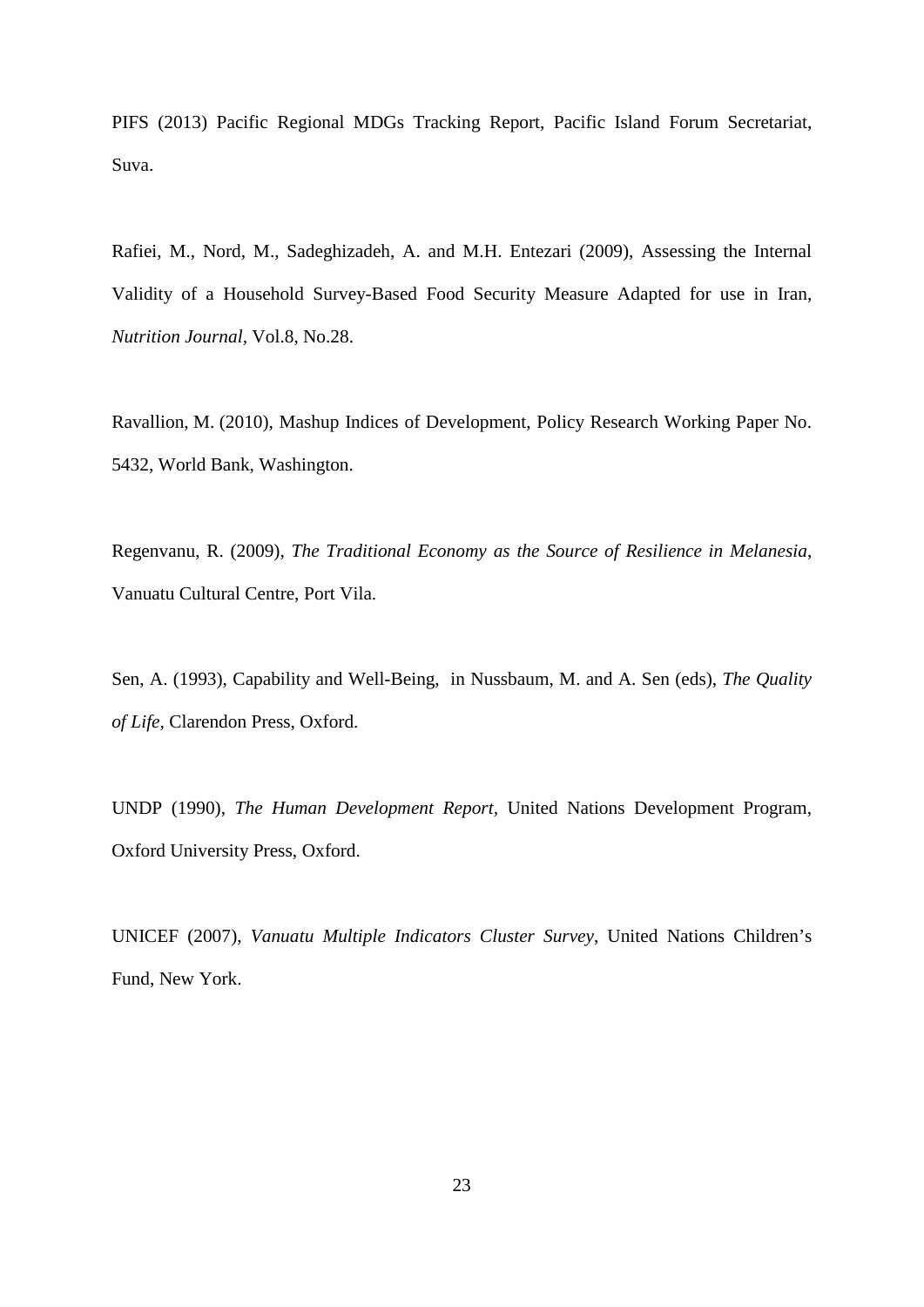PIFS (2013) Pacific Regional MDGs Tracking Report, Pacific Island Forum Secretariat, Suva.

Rafiei, M., Nord, M., Sadeghizadeh, A. and M.H. Entezari (2009), Assessing the Internal Validity of a Household Survey-Based Food Security Measure Adapted for use in Iran, *Nutrition Journal*, Vol.8, No.28.

Ravallion, M. (2010), Mashup Indices of Development, Policy Research Working Paper No. 5432, World Bank, Washington.

Regenvanu, R. (2009), *The Traditional Economy as the Source of Resilience in Melanesia*, Vanuatu Cultural Centre, Port Vila.

Sen, A. (1993), Capability and Well-Being, in Nussbaum, M. and A. Sen (eds), *The Quality of Life*, Clarendon Press, Oxford.

UNDP (1990), *The Human Development Report*, United Nations Development Program, Oxford University Press, Oxford.

UNICEF (2007), *Vanuatu Multiple Indicators Cluster Survey*, United Nations Children's Fund, New York.